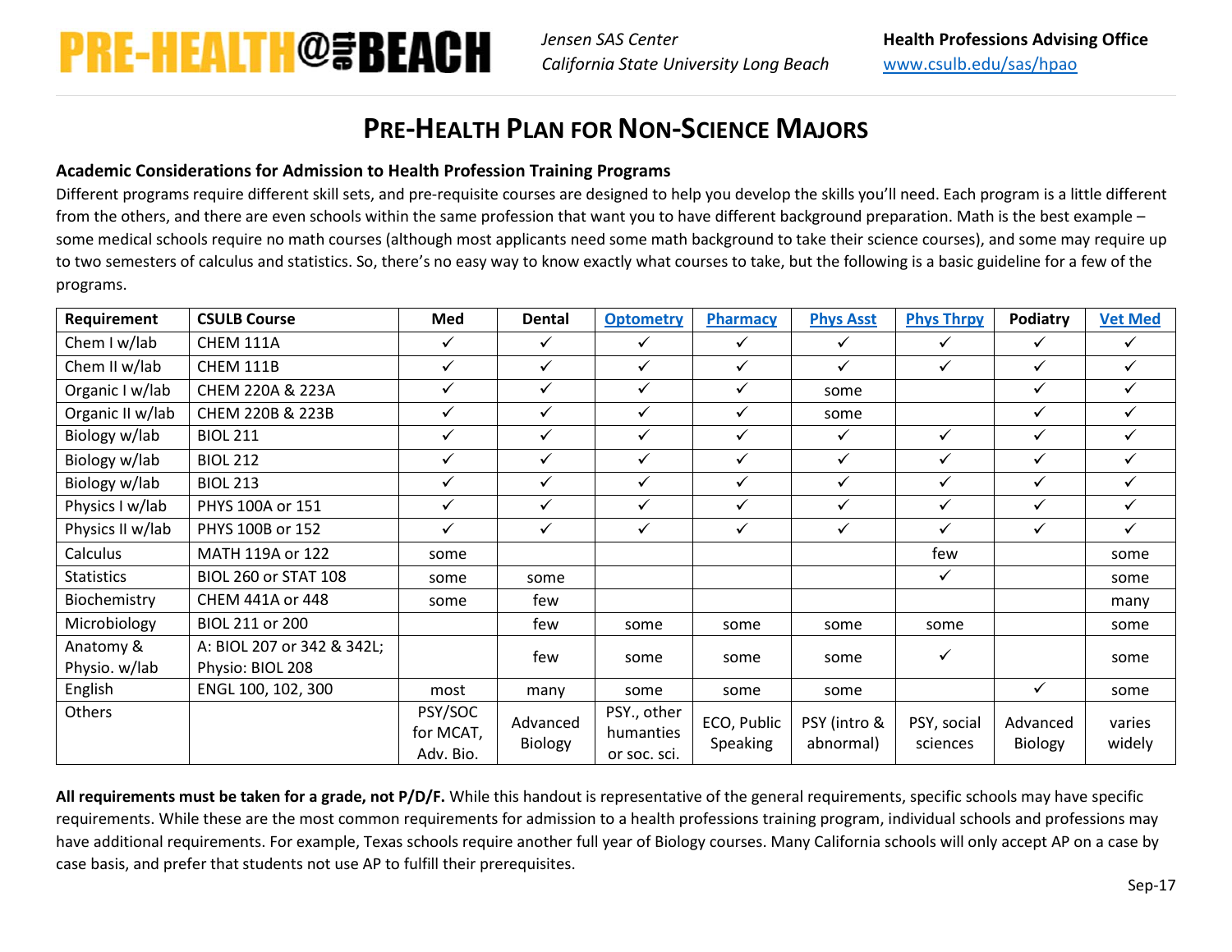PRE-HEALTH@THE BEACH

*Jensen SAS Center*
*California State University Long Beach*

**Health Professions Advising Office**
[www.csulb.edu/sas/hpao](www.csulb.edu/sas/hpao)

# PRE-HEALTH PLAN FOR NON-SCIENCE MAJORS

**Academic Considerations for Admission to Health Profession Training Programs**

Different programs require different skill sets, and pre-requisite courses are designed to help you develop the skills you'll need. Each program is a little different from the others, and there are even schools within the same profession that want you to have different background preparation. Math is the best example – some medical schools require no math courses (although most applicants need some math background to take their science courses), and some may require up to two semesters of calculus and statistics. So, there's no easy way to know exactly what courses to take, but the following is a basic guideline for a few of the programs.

| Requirement | CSULB Course | Med | Dental | Optometry | Pharmacy | Phys Asst | Phys Thrpy | Podiatry | Vet Med |
|---|---|---|---|---|---|---|---|---|---|
| Chem I w/lab | CHEM 111A | ✓ | ✓ | ✓ | ✓ | ✓ | ✓ | ✓ | ✓ |
| Chem II w/lab | CHEM 111B | ✓ | ✓ | ✓ | ✓ | ✓ | ✓ | ✓ | ✓ |
| Organic I w/lab | CHEM 220A & 223A | ✓ | ✓ | ✓ | ✓ | some | | ✓ | ✓ |
| Organic II w/lab | CHEM 220B & 223B | ✓ | ✓ | ✓ | ✓ | some | | ✓ | ✓ |
| Biology w/lab | BIOL 211 | ✓ | ✓ | ✓ | ✓ | ✓ | ✓ | ✓ | ✓ |
| Biology w/lab | BIOL 212 | ✓ | ✓ | ✓ | ✓ | ✓ | ✓ | ✓ | ✓ |
| Biology w/lab | BIOL 213 | ✓ | ✓ | ✓ | ✓ | ✓ | ✓ | ✓ | ✓ |
| Physics I w/lab | PHYS 100A or 151 | ✓ | ✓ | ✓ | ✓ | ✓ | ✓ | ✓ | ✓ |
| Physics II w/lab | PHYS 100B or 152 | ✓ | ✓ | ✓ | ✓ | ✓ | ✓ | ✓ | ✓ |
| Calculus | MATH 119A or 122 | some | | | | | few | | some |
| Statistics | BIOL 260 or STAT 108 | some | some | | | | ✓ | | some |
| Biochemistry | CHEM 441A or 448 | some | few | | | | | | many |
| Microbiology | BIOL 211 or 200 | | few | some | some | some | some | | some |
| Anatomy & Physio. w/lab | A: BIOL 207 or 342 & 342L; Physio: BIOL 208 | | few | some | some | some | ✓ | | some |
| English | ENGL 100, 102, 300 | most | many | some | some | some | | ✓ | some |
| Others | | PSY/SOC for MCAT, Adv. Bio. | Advanced Biology | PSY., other humanties or soc. sci. | ECO, Public Speaking | PSY (intro & abnormal) | PSY, social sciences | Advanced Biology | varies widely |

**All requirements must be taken for a grade, not P/D/F.** While this handout is representative of the general requirements, specific schools may have specific requirements. While these are the most common requirements for admission to a health professions training program, individual schools and professions may have additional requirements. For example, Texas schools require another full year of Biology courses. Many California schools will only accept AP on a case by case basis, and prefer that students not use AP to fulfill their prerequisites.

Sep-17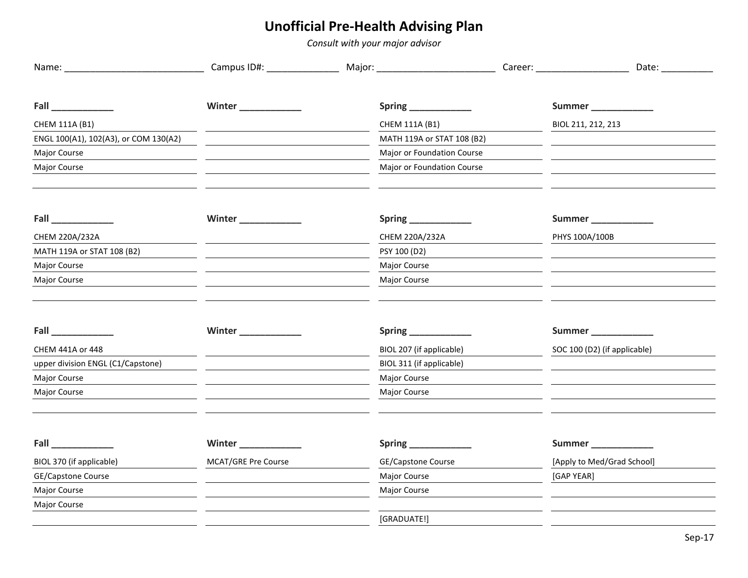# Unofficial Pre-Health Advising Plan

*Consult with your major advisor*

Name: ___________________________ Campus ID#: ______________ Major: ________________________ Career: __________________ Date: __________

| Fall ____________ | Winter ____________ | Spring ____________ | Summer ____________ |
|---|---|---|---|
| CHEM 111A (B1) | | CHEM 111A (B1) | BIOL 211, 212, 213 |
| ENGL 100(A1), 102(A3), or COM 130(A2) | | MATH 119A or STAT 108 (B2) | |
| Major Course | | Major or Foundation Course | |
| Major Course | | Major or Foundation Course | |
| | | | |

| Fall ____________ | Winter ____________ | Spring ____________ | Summer ____________ |
|---|---|---|---|
| CHEM 220A/232A | | CHEM 220A/232A | PHYS 100A/100B |
| MATH 119A or STAT 108 (B2) | | PSY 100 (D2) | |
| Major Course | | Major Course | |
| Major Course | | Major Course | |
| | | | |

| Fall ____________ | Winter ____________ | Spring ____________ | Summer ____________ |
|---|---|---|---|
| CHEM 441A or 448 | | BIOL 207 (if applicable) | SOC 100 (D2) (if applicable) |
| upper division ENGL (C1/Capstone) | | BIOL 311 (if applicable) | |
| Major Course | | Major Course | |
| Major Course | | Major Course | |
| | | | |

| Fall ____________ | Winter ____________ | Spring ____________ | Summer ____________ |
|---|---|---|---|
| BIOL 370 (if applicable) | MCAT/GRE Pre Course | GE/Capstone Course | [Apply to Med/Grad School] |
| GE/Capstone Course | | Major Course | [GAP YEAR] |
| Major Course | | Major Course | |
| Major Course | | | |
| | | [GRADUATE!] | |

Sep-17